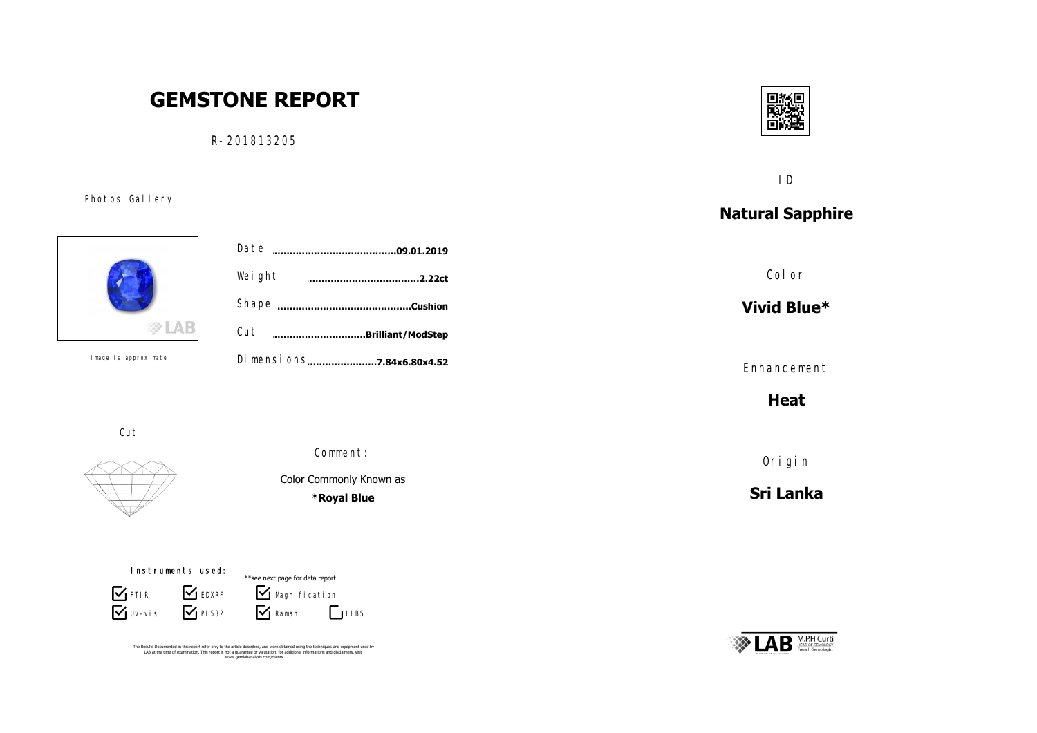# GEMSTONE REPORT

R-201813205

Photos Gallery

Image is approximate

| | |
|---|---|
| Date | 09.01.2019 |
| Weight | 2.22ct |
| Shape | Cushion |
| Cut | Brilliant/ModStep |
| Dimensions | 7.84x6.80x4.52 |

Cut

Comment:

Color Commonly Known as

**\*Royal Blue**

Instruments used:

**see next page for data report

- [x] FTIR
- [x] EDXRF
- [x] Magnification
- [x] Uv-vis
- [x] PL532
- [x] Raman
- [ ] LIBS

The Results Documented in this report refer only to the article described, and were obtained using the techniques and equipment used by LAB at the time of examination. This report is not a guarantee or valutation. for additional informations and disclaimers, visit www.gemlabanalysis.com/clients

ID

**Natural Sapphire**

Color

**Vivid Blue\***

Enhancement

**Heat**

Origin

**Sri Lanka**

LAB M.P.H Curti HEAD OF GEMOLOGY French Gemologist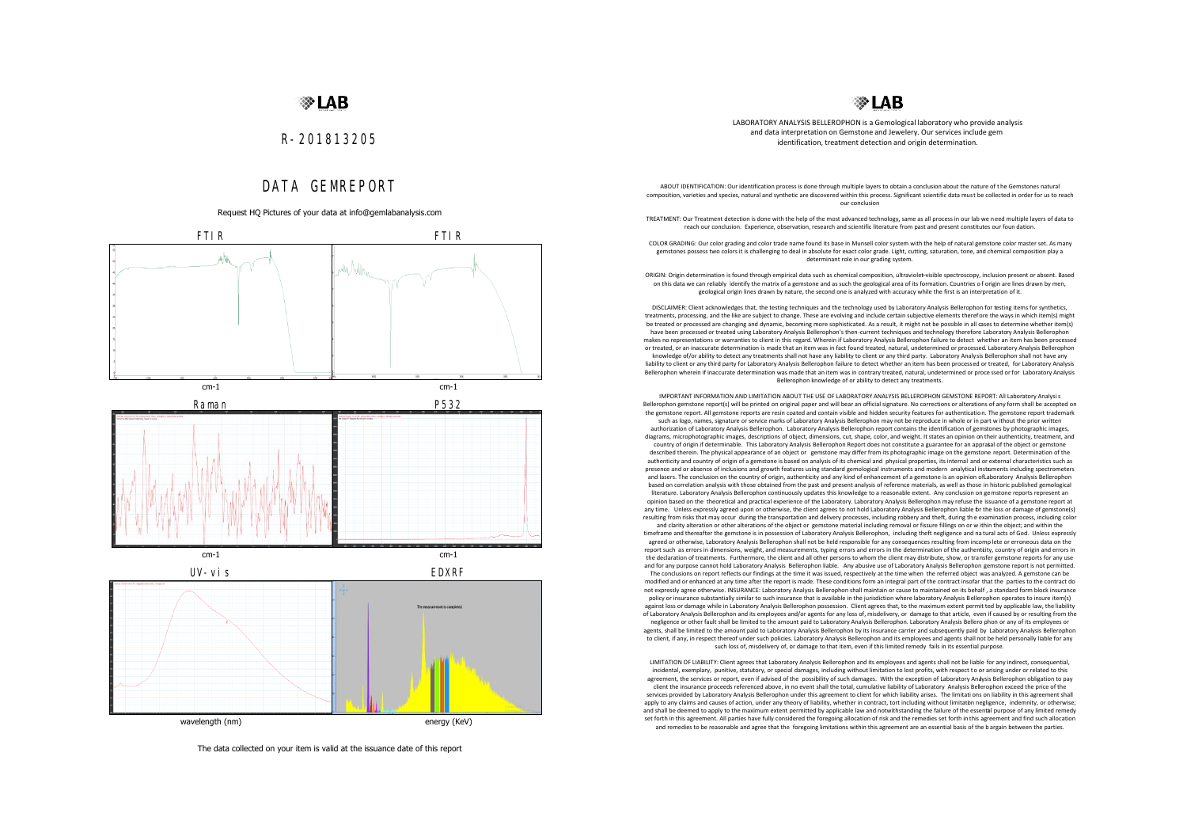LAB

# R-201813205

## DATA GEMREPORT

Request HQ Pictures of your data at info@gemlabanalysis.com

FTIR

cm-1

FTIR

cm-1

Raman

cm-1

P532

cm-1

UV-vis

wavelength (nm)

EDXRF

The measurement is completed.

energy (KeV)

The data collected on your item is valid at the issuance date of this report

LAB

LABORATORY ANALYSIS BELLEROPHON is a Gemological laboratory who provide analysis and data interpretation on Gemstone and Jewelery. Our services include gem identification, treatment detection and origin determination.

ABOUT IDENTIFICATION: Our identification process is done through multiple layers to obtain a conclusion about the nature of the Gemstones natural composition, varieties and species, natural and synthetic are discovered within this process. Significant scientific data must be collected in order for us to reach our conclusion

TREATMENT: Our Treatment detection is done with the help of the most advanced technology, same as all process in our lab we need multiple layers of data to reach our conclusion. Experience, observation, research and scientific literature from past and present constitutes our foun dation.

COLOR GRADING: Our color grading and color trade name found its base in Munsell color system with the help of natural gemstone color master set. As many gemstones possess two colors it is challenging to deal in absolute for exact color grade. Light, cutting, saturation, tone, and chemical composition play a determinant role in our grading system.

ORIGIN: Origin determination is found through empirical data such as chemical composition, ultraviolet-visible spectroscopy, inclusion present or absent. Based on this data we can reliably identify the matrix of a gemstone and as such the geological area of its formation. Countries of origin are lines drawn by men, geological origin lines drawn by nature, the second one is analyzed with accuracy while the first is an interpretation of it.

DISCLAIMER: Client acknowledges that, the testing techniques and the technology used by Laboratory Analysis Bellerophon for testing items for synthetics, treatments, processing, and the like are subject to change. These are evolving and include certain subjective elements therefore the ways in which item(s) might be treated or processed are changing and dynamic, becoming more sophisticated. As a result, it might not be possible in all cases to determine whether item(s) have been processed or treated using Laboratory Analysis Bellerophon's then current techniques and technology therefore Laboratory Analysis Bellerophon makes no representations or warranties to client in this regard. Wherein if Laboratory Analysis Bellerophon failure to detect whether an item has been processed or treated, or an inaccurate determination is made that an item was in fact found treated, natural, undetermined or processed. Laboratory Analysis Bellerophon knowledge of/or ability to detect any treatments shall not have any liability to client or any third party. Laboratory Analysis Bellerophon shall not have any liability to client or any third party for Laboratory Analysis Bellerophon failure to detect whether an item has been processed or treated, for Laboratory Analysis Bellerophon wherein if inaccurate determination was made that an item was in contrary treated, natural, undetermined or processed for Laboratory Analysis Bellerophon knowledge of or ability to detect any treatments.

IMPORTANT INFORMATION AND LIMITATION ABOUT THE USE OF LABORATORY ANALYSIS BELLEROPHON GEMSTONE REPORT: All Laboratory Analysis Bellerophon gemstone report(s) will be printed on original paper and will bear an official signature. No corrections or alterations of any form shall be accepted on the gemstone report. All gemstone reports are resin coated and contain visible and hidden security features for authentication. The gemstone report trademark such as logo, names, signature or service marks of Laboratory Analysis Bellerophon may not be reproduce in whole or in part without the prior written authorization of Laboratory Analysis Bellerophon. Laboratory Analysis Bellerophon report contains the identification of gemstones by photographic images, diagrams, microphotographic images, descriptions of object, dimensions, cut, shape, color, and weight. It states an opinion on their authenticity, treatment, and country of origin if determinable. This Laboratory Analysis Bellerophon Report does not constitute a guarantee for an appraisal of the object or gemstone described therein. The physical appearance of an object or gemstone may differ from its photographic image on the gemstone report. Determination of the authenticity and country of origin of a gemstone is based on analysis of its chemical and physical properties, its internal and or external characteristics such as presence and or absence of inclusions and growth features using standard gemological instruments and modern analytical instruments including spectrometers and lasers. The conclusion on the country of origin, authenticity and any kind of enhancement of a gemstone is an opinion of Laboratory Analysis Bellerophon based on correlation analysis with those obtained from the past and present analysis of reference materials, as well as those in historic published gemological literature. Laboratory Analysis Bellerophon continuously updates this knowledge to a reasonable extent. Any conclusion on gemstone reports represent an opinion based on the theoretical and practical experience of the Laboratory. Laboratory Analysis Bellerophon may refuse the issuance of a gemstone report at any time. Unless expressly agreed upon or otherwise, the client agrees to not hold Laboratory Analysis Bellerophon liable for the loss or damage of gemstone(s) resulting from risks that may occur during the transportation and delivery processes, including robbery and theft, during the examination process, including color and clarity alteration or other alterations of the object or gemstone material including removal or fissure fillings on or within the object; and within the timeframe and thereafter the gemstone is in possession of Laboratory Analysis Bellerophon, including theft negligence and natural acts of God. Unless expressly agreed or otherwise, Laboratory Analysis Bellerophon shall not be held responsible for any consequences resulting from incomplete or erroneous data on the report such as errors in dimensions, weight, and measurements, typing errors and errors in the determination of the authenticity, country of origin and errors in the declaration of treatments. Furthermore, the client and all other persons to whom the client may distribute, show, or transfer gemstone reports for any use and for any purpose cannot hold Laboratory Analysis Bellerophon liable. Any abusive use of Laboratory Analysis Bellerophon gemstone report is not permitted. The conclusions on report reflects our findings at the time it was issued, respectively at the time when the referred object was analyzed. A gemstone can be modified and or enhanced at any time after the report is made. These conditions form an integral part of the contract insofar that the parties to the contract do not expressly agree otherwise. INSURANCE: Laboratory Analysis Bellerophon shall maintain or cause to maintained on its behalf, a standard form block insurance policy or insurance substantially similar to such insurance that is available in the jurisdiction where Laboratory Analysis Bellerophon operates to insure item(s) against loss or damage while in Laboratory Analysis Bellerophon possession. Client agrees that, to the maximum extent permitted by applicable law, the liability of Laboratory Analysis Bellerophon and its employees and/or agents for any loss of, misdelivery, or damage to that article, even if caused by or resulting from the negligence or other fault shall be limited to the amount paid to Laboratory Analysis Bellerophon. Laboratory Analysis Bellerophon or any of its employees or agents, shall be limited to the amount paid to Laboratory Analysis Bellerophon by its insurance carrier and subsequently paid by Laboratory Analysis Bellerophon to client, if any, in respect thereof under such policies. Laboratory Analysis Bellerophon and its employees and agents shall not be held personally liable for any such loss of, misdelivery of, or damage to that item, even if this limited remedy fails in its essential purpose.

LIMITATION OF LIABILITY: Client agrees that Laboratory Analysis Bellerophon and its employees and agents shall not be liable for any indirect, consequential, incidental, exemplary, punitive, statutory, or special damages, including without limitation to lost profits, with respect to or arising under or related to this agreement, the services or report, even if advised of the possibility of such damages. With the exception of Laboratory Analysis Bellerophon obligation to pay client the insurance proceeds referenced above, in no event shall the total, cumulative liability of Laboratory Analysis Bellerophon exceed the price of the services provided by Laboratory Analysis Bellerophon under this agreement to client for which liability arises. The limitations on liability in this agreement shall apply to any claims and causes of action, under any theory of liability, whether in contract, tort including without limitation negligence, indemnity, or otherwise; and shall be deemed to apply to the maximum extent permitted by applicable law and notwithstanding the failure of the essential purpose of any limited remedy set forth in this agreement. All parties have fully considered the foregoing allocation of risk and the remedies set forth in this agreement and find such allocation and remedies to be reasonable and agree that the foregoing limitations within this agreement are an essential basis of the bargain between the parties.